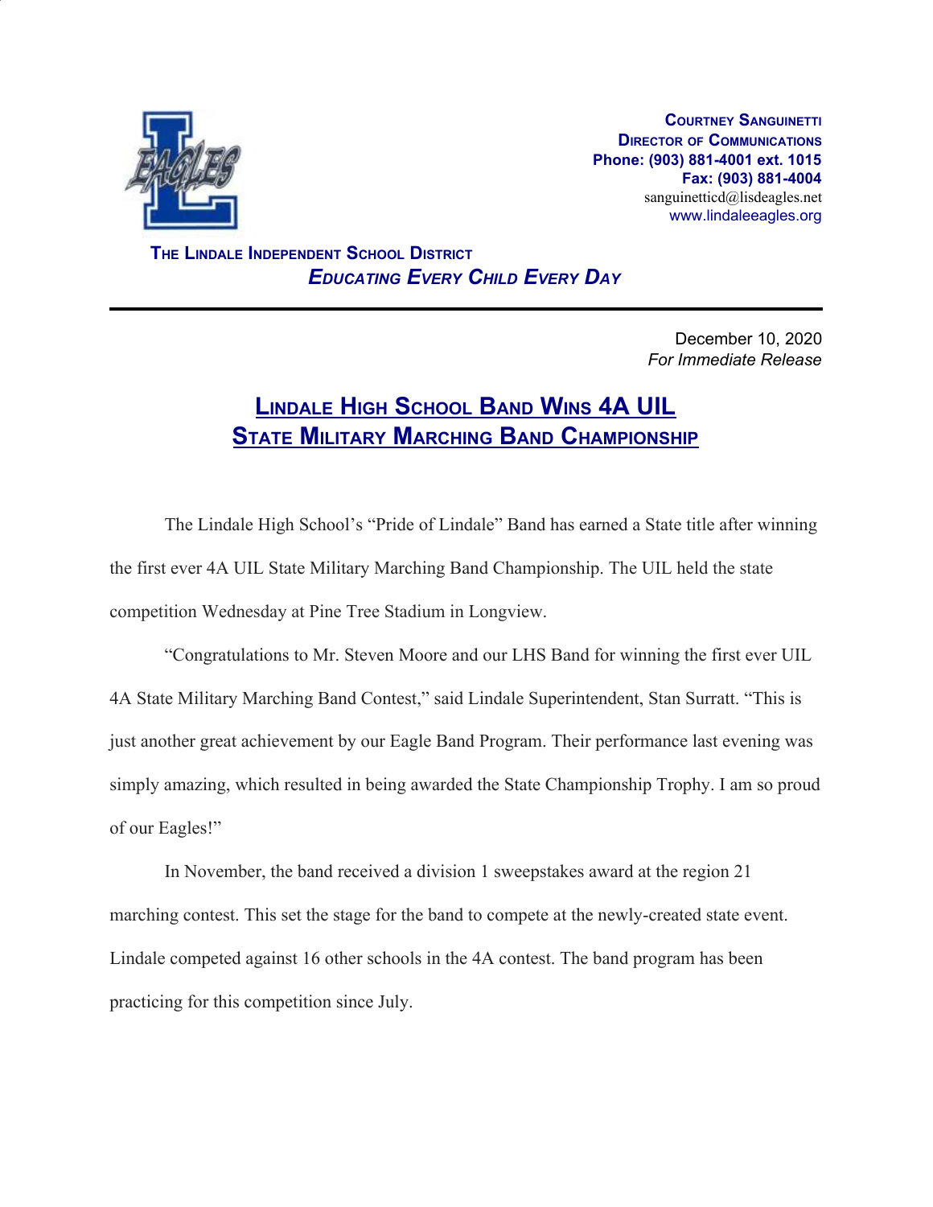**Courtney Sanguinetti**
**Director of Communications**
**Phone: (903) 881-4001 ext. 1015**
**Fax: (903) 881-4004**
sanguinetticd@lisdeagles.net
www.lindaleeagles.org

**The Lindale Independent School District**
***Educating Every Child Every Day***

---

December 10, 2020
*For Immediate Release*

# Lindale High School Band Wins 4A UIL State Military Marching Band Championship

The Lindale High School's "Pride of Lindale" Band has earned a State title after winning the first ever 4A UIL State Military Marching Band Championship. The UIL held the state competition Wednesday at Pine Tree Stadium in Longview.

"Congratulations to Mr. Steven Moore and our LHS Band for winning the first ever UIL 4A State Military Marching Band Contest," said Lindale Superintendent, Stan Surratt. "This is just another great achievement by our Eagle Band Program. Their performance last evening was simply amazing, which resulted in being awarded the State Championship Trophy. I am so proud of our Eagles!"

In November, the band received a division 1 sweepstakes award at the region 21 marching contest. This set the stage for the band to compete at the newly-created state event. Lindale competed against 16 other schools in the 4A contest. The band program has been practicing for this competition since July.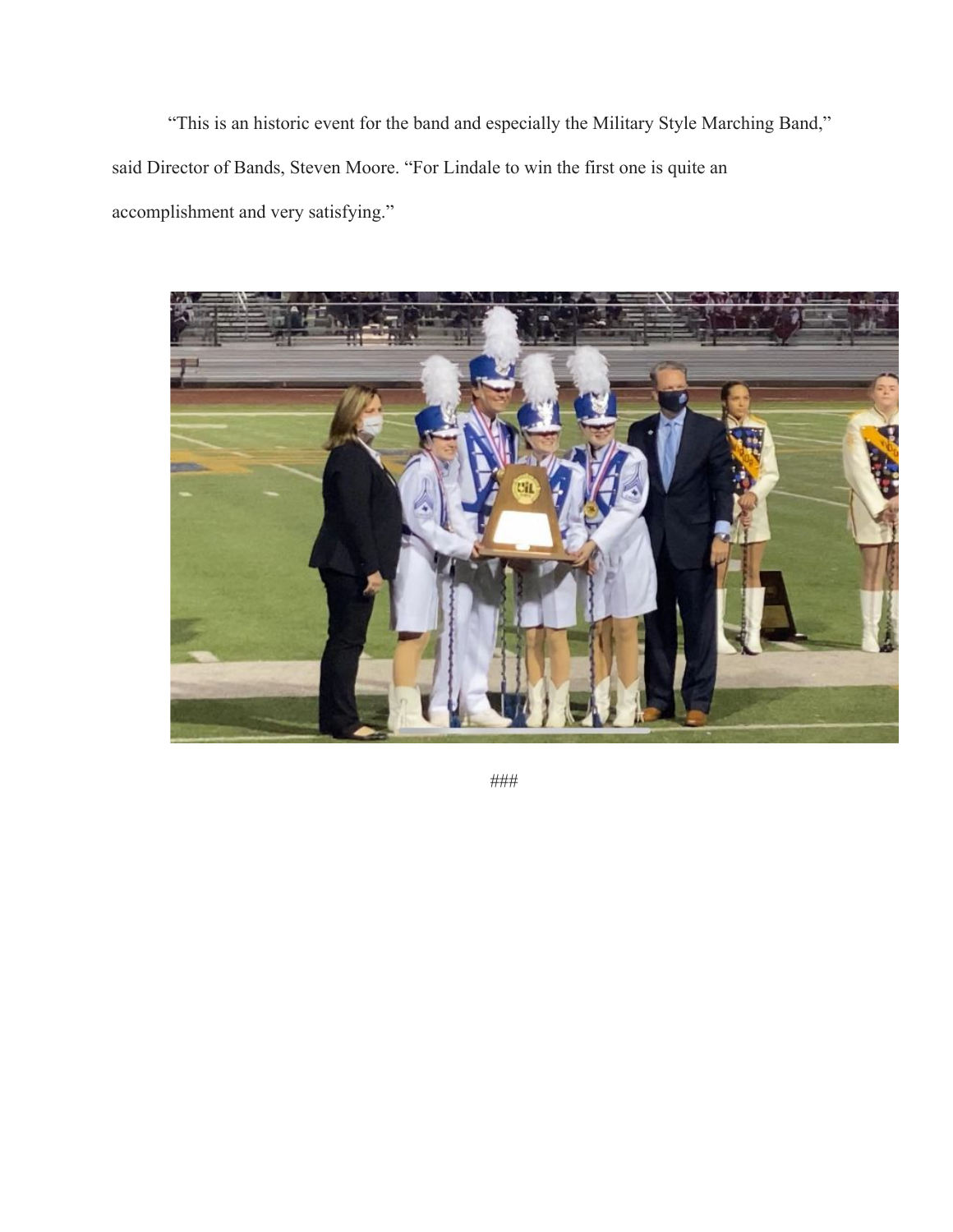"This is an historic event for the band and especially the Military Style Marching Band," said Director of Bands, Steven Moore. "For Lindale to win the first one is quite an accomplishment and very satisfying."

###